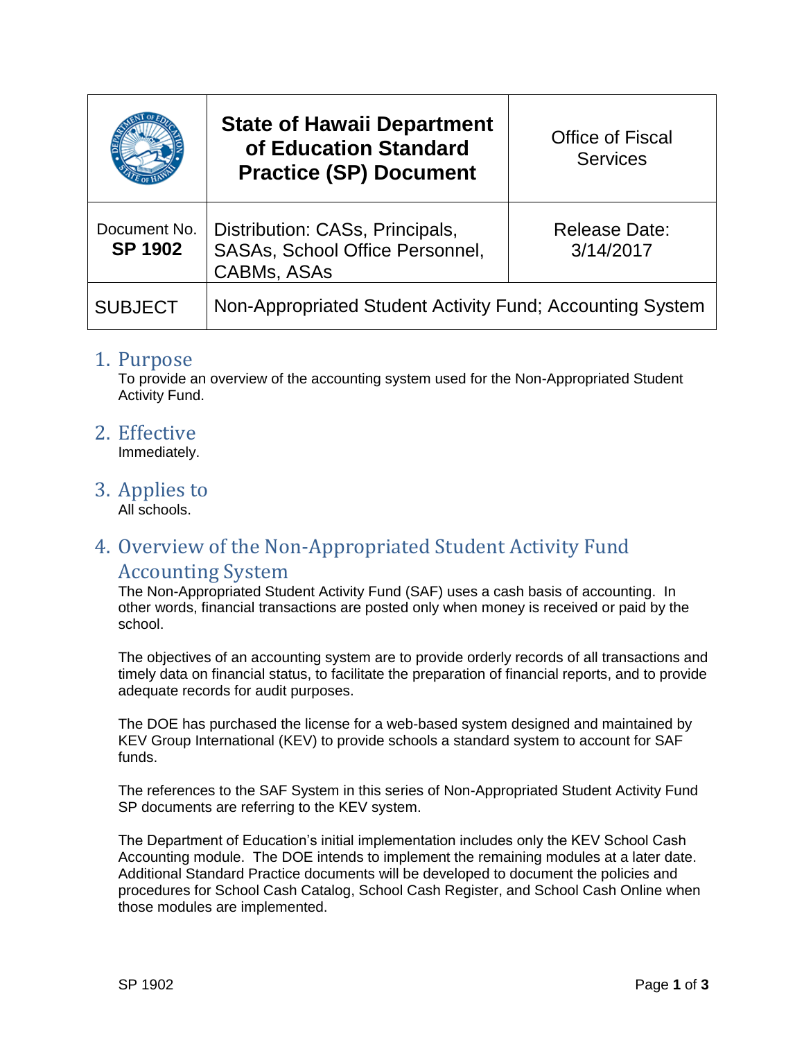| | State of Hawaii Department of Education Standard Practice (SP) Document | Office of Fiscal Services |
|---|---|---|
| Document No. **SP 1902** | Distribution: CASs, Principals, SASAs, School Office Personnel, CABMs, ASAs | Release Date: 3/14/2017 |
| SUBJECT | Non-Appropriated Student Activity Fund; Accounting System | |

## 1. Purpose

To provide an overview of the accounting system used for the Non-Appropriated Student Activity Fund.

## 2. Effective

Immediately.

## 3. Applies to

All schools.

## 4. Overview of the Non-Appropriated Student Activity Fund Accounting System

The Non-Appropriated Student Activity Fund (SAF) uses a cash basis of accounting. In other words, financial transactions are posted only when money is received or paid by the school.

The objectives of an accounting system are to provide orderly records of all transactions and timely data on financial status, to facilitate the preparation of financial reports, and to provide adequate records for audit purposes.

The DOE has purchased the license for a web-based system designed and maintained by KEV Group International (KEV) to provide schools a standard system to account for SAF funds.

The references to the SAF System in this series of Non-Appropriated Student Activity Fund SP documents are referring to the KEV system.

The Department of Education's initial implementation includes only the KEV School Cash Accounting module. The DOE intends to implement the remaining modules at a later date. Additional Standard Practice documents will be developed to document the policies and procedures for School Cash Catalog, School Cash Register, and School Cash Online when those modules are implemented.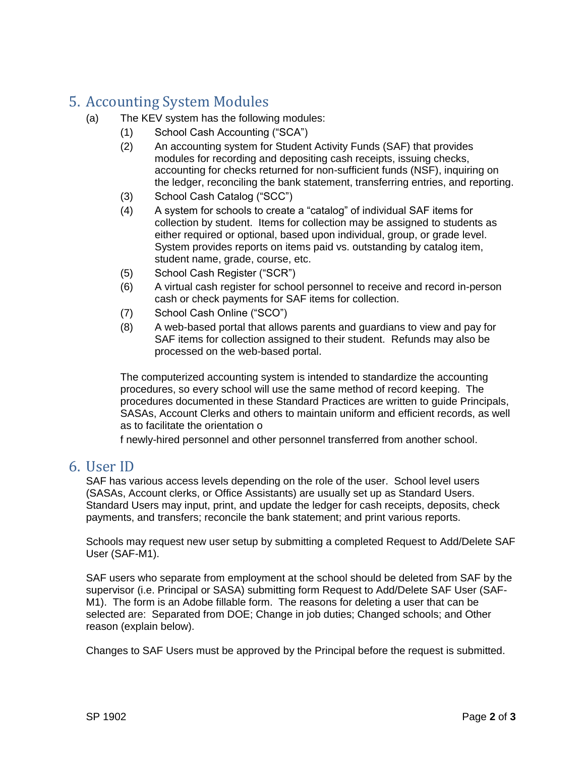## 5. Accounting System Modules

(a) The KEV system has the following modules:

(1) School Cash Accounting ("SCA")

(2) An accounting system for Student Activity Funds (SAF) that provides modules for recording and depositing cash receipts, issuing checks, accounting for checks returned for non-sufficient funds (NSF), inquiring on the ledger, reconciling the bank statement, transferring entries, and reporting.

(3) School Cash Catalog ("SCC")

(4) A system for schools to create a "catalog" of individual SAF items for collection by student. Items for collection may be assigned to students as either required or optional, based upon individual, group, or grade level. System provides reports on items paid vs. outstanding by catalog item, student name, grade, course, etc.

(5) School Cash Register ("SCR")

(6) A virtual cash register for school personnel to receive and record in-person cash or check payments for SAF items for collection.

(7) School Cash Online ("SCO")

(8) A web-based portal that allows parents and guardians to view and pay for SAF items for collection assigned to their student. Refunds may also be processed on the web-based portal.

The computerized accounting system is intended to standardize the accounting procedures, so every school will use the same method of record keeping. The procedures documented in these Standard Practices are written to guide Principals, SASAs, Account Clerks and others to maintain uniform and efficient records, as well as to facilitate the orientation o

f newly-hired personnel and other personnel transferred from another school.

## 6. User ID

SAF has various access levels depending on the role of the user. School level users (SASAs, Account clerks, or Office Assistants) are usually set up as Standard Users. Standard Users may input, print, and update the ledger for cash receipts, deposits, check payments, and transfers; reconcile the bank statement; and print various reports.

Schools may request new user setup by submitting a completed Request to Add/Delete SAF User (SAF-M1).

SAF users who separate from employment at the school should be deleted from SAF by the supervisor (i.e. Principal or SASA) submitting form Request to Add/Delete SAF User (SAF-M1). The form is an Adobe fillable form. The reasons for deleting a user that can be selected are: Separated from DOE; Change in job duties; Changed schools; and Other reason (explain below).

Changes to SAF Users must be approved by the Principal before the request is submitted.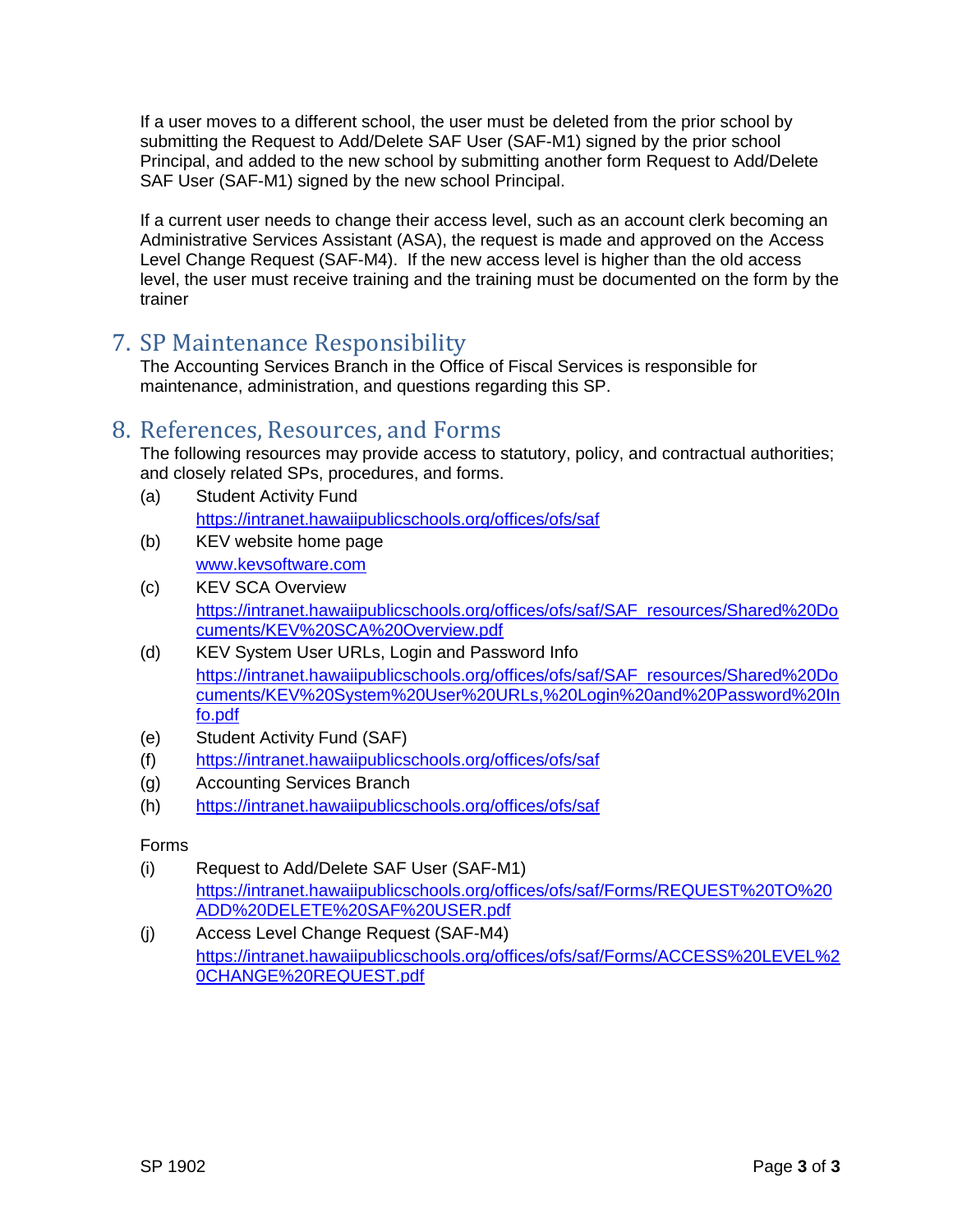If a user moves to a different school, the user must be deleted from the prior school by submitting the Request to Add/Delete SAF User (SAF-M1) signed by the prior school Principal, and added to the new school by submitting another form Request to Add/Delete SAF User (SAF-M1) signed by the new school Principal.

If a current user needs to change their access level, such as an account clerk becoming an Administrative Services Assistant (ASA), the request is made and approved on the Access Level Change Request (SAF-M4). If the new access level is higher than the old access level, the user must receive training and the training must be documented on the form by the trainer

## 7. SP Maintenance Responsibility

The Accounting Services Branch in the Office of Fiscal Services is responsible for maintenance, administration, and questions regarding this SP.

## 8. References, Resources, and Forms

The following resources may provide access to statutory, policy, and contractual authorities; and closely related SPs, procedures, and forms.

(a) Student Activity Fund
https://intranet.hawaiipublicschools.org/offices/ofs/saf

(b) KEV website home page
www.kevsoftware.com

(c) KEV SCA Overview
https://intranet.hawaiipublicschools.org/offices/ofs/saf/SAF_resources/Shared%20Documents/KEV%20SCA%20Overview.pdf

(d) KEV System User URLs, Login and Password Info
https://intranet.hawaiipublicschools.org/offices/ofs/saf/SAF_resources/Shared%20Documents/KEV%20System%20User%20URLs,%20Login%20and%20Password%20Info.pdf

(e) Student Activity Fund (SAF)

(f) https://intranet.hawaiipublicschools.org/offices/ofs/saf

(g) Accounting Services Branch

(h) https://intranet.hawaiipublicschools.org/offices/ofs/saf

Forms

(i) Request to Add/Delete SAF User (SAF-M1)
https://intranet.hawaiipublicschools.org/offices/ofs/saf/Forms/REQUEST%20TO%20ADD%20DELETE%20SAF%20USER.pdf

(j) Access Level Change Request (SAF-M4)
https://intranet.hawaiipublicschools.org/offices/ofs/saf/Forms/ACCESS%20LEVEL%20CHANGE%20REQUEST.pdf